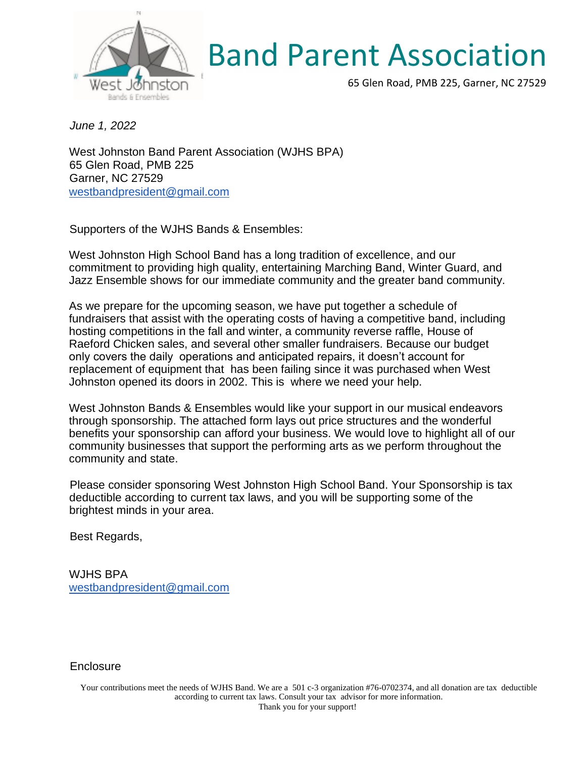# Band Parent Association

65 Glen Road, PMB 225, Garner, NC 27529

*June 1, 2022*

West Johnston Band Parent Association (WJHS BPA)
65 Glen Road, PMB 225
Garner, NC 27529
westbandpresident@gmail.com

Supporters of the WJHS Bands & Ensembles:

West Johnston High School Band has a long tradition of excellence, and our commitment to providing high quality, entertaining Marching Band, Winter Guard, and Jazz Ensemble shows for our immediate community and the greater band community.

As we prepare for the upcoming season, we have put together a schedule of fundraisers that assist with the operating costs of having a competitive band, including hosting competitions in the fall and winter, a community reverse raffle, House of Raeford Chicken sales, and several other smaller fundraisers. Because our budget only covers the daily operations and anticipated repairs, it doesn't account for replacement of equipment that has been failing since it was purchased when West Johnston opened its doors in 2002. This is where we need your help.

West Johnston Bands & Ensembles would like your support in our musical endeavors through sponsorship. The attached form lays out price structures and the wonderful benefits your sponsorship can afford your business. We would love to highlight all of our community businesses that support the performing arts as we perform throughout the community and state.

Please consider sponsoring West Johnston High School Band. Your Sponsorship is tax deductible according to current tax laws, and you will be supporting some of the brightest minds in your area.

Best Regards,

WJHS BPA
westbandpresident@gmail.com

Enclosure

Your contributions meet the needs of WJHS Band. We are a 501 c-3 organization #76-0702374, and all donation are tax deductible according to current tax laws. Consult your tax advisor for more information.
Thank you for your support!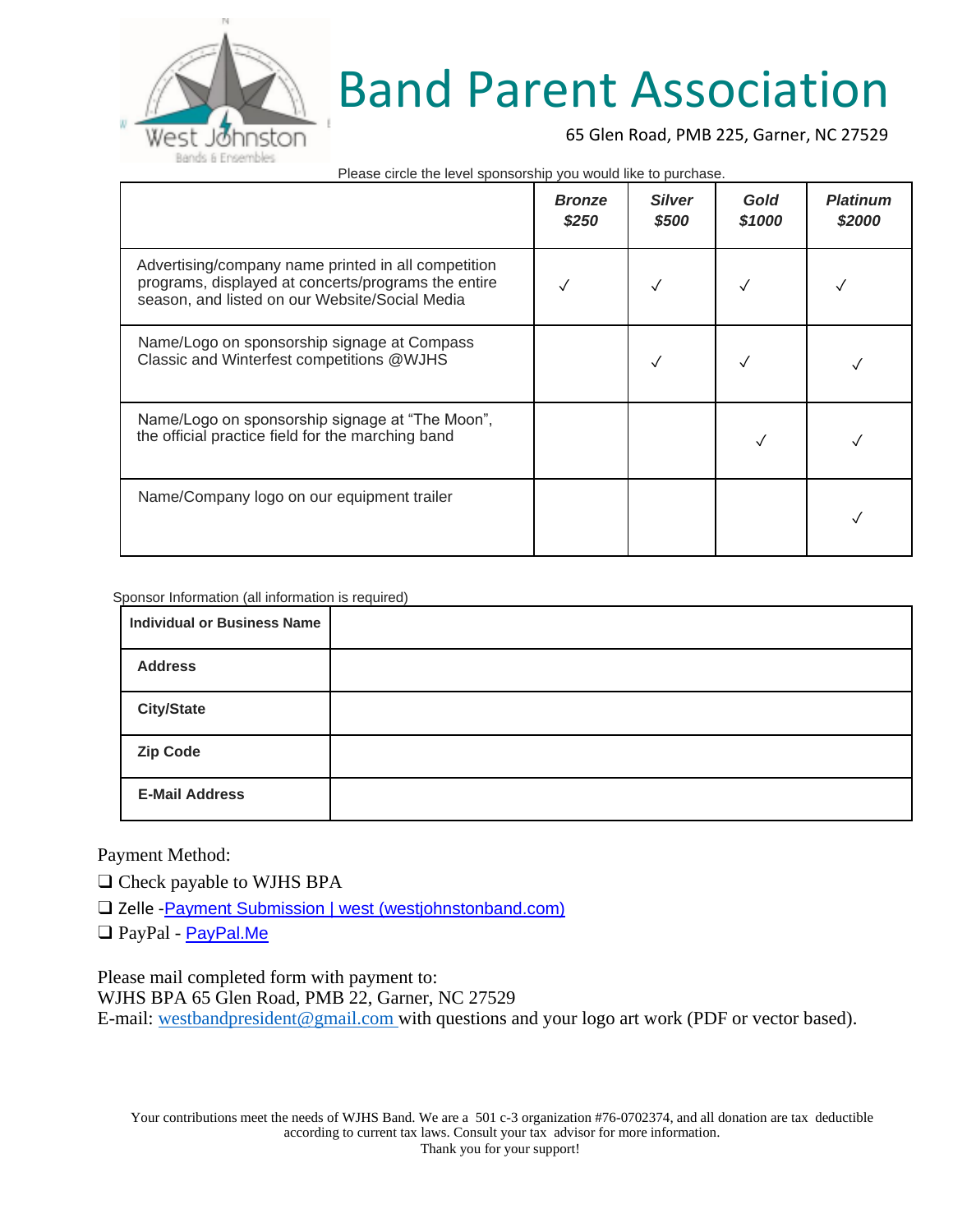# Band Parent Association

65 Glen Road, PMB 225, Garner, NC 27529

Please circle the level sponsorship you would like to purchase.

| | *Bronze $250* | *Silver $500* | *Gold $1000* | *Platinum $2000* |
|---|---|---|---|---|
| Advertising/company name printed in all competition programs, displayed at concerts/programs the entire season, and listed on our Website/Social Media | ✓ | ✓ | ✓ | ✓ |
| Name/Logo on sponsorship signage at Compass Classic and Winterfest competitions @WJHS | | ✓ | ✓ | ✓ |
| Name/Logo on sponsorship signage at "The Moon", the official practice field for the marching band | | | ✓ | ✓ |
| Name/Company logo on our equipment trailer | | | | ✓ |

Sponsor Information (all information is required)

| | |
|---|---|
| **Individual or Business Name** | |
| **Address** | |
| **City/State** | |
| **Zip Code** | |
| **E-Mail Address** | |

Payment Method:

❑ Check payable to WJHS BPA

❑ Zelle -Payment Submission | west (westjohnstonband.com)

❑ PayPal - PayPal.Me

Please mail completed form with payment to:
WJHS BPA 65 Glen Road, PMB 22, Garner, NC 27529
E-mail: westbandpresident@gmail.com with questions and your logo art work (PDF or vector based).

Your contributions meet the needs of WJHS Band. We are a 501 c-3 organization #76-0702374, and all donation are tax deductible according to current tax laws. Consult your tax advisor for more information.
Thank you for your support!